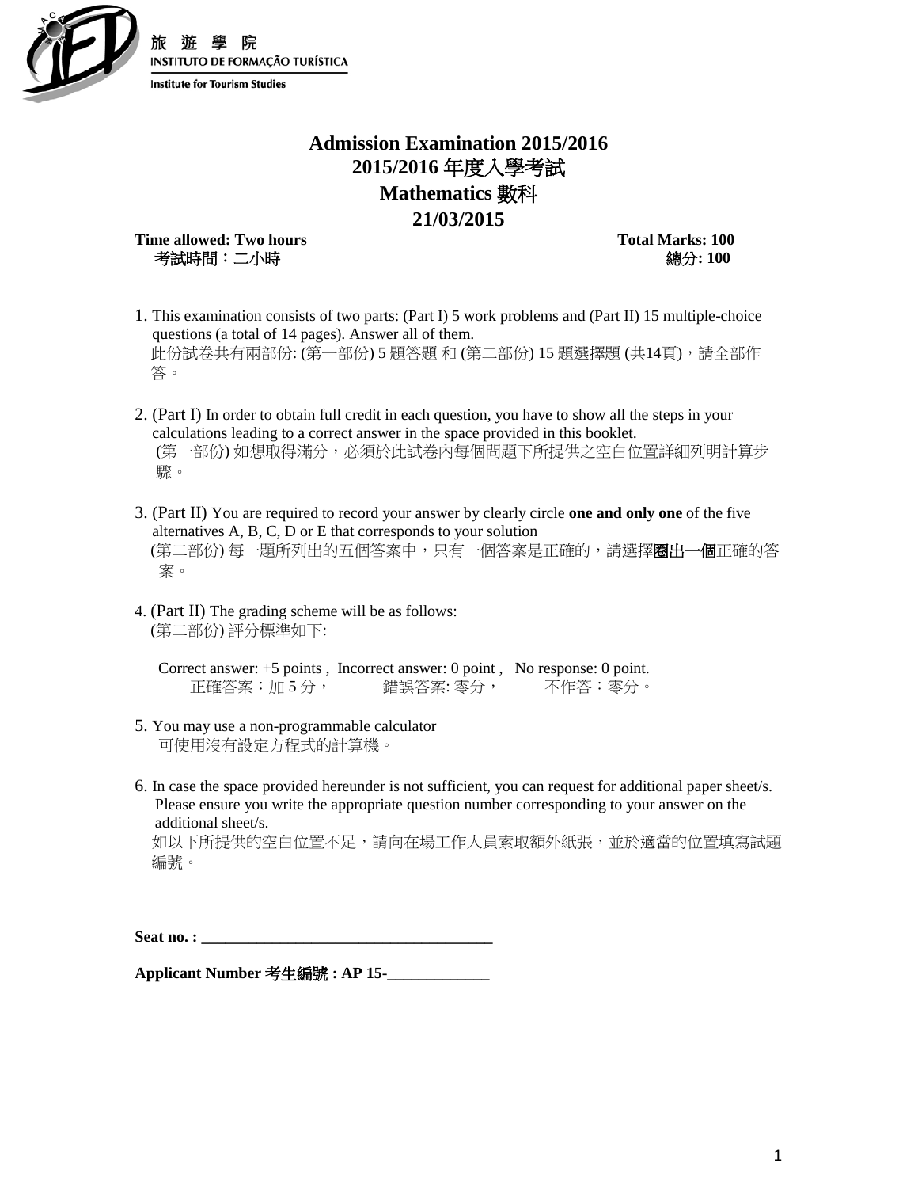旅 遊 學 院
INSTITUTO DE FORMAÇÃO TURÍSTICA
Institute for Tourism Studies

# Admission Examination 2015/2016
# 2015/2016 年度入學考試
# Mathematics 數科
# 21/03/2015

**Time allowed: Two hours** | **Total Marks: 100**
考試時間：二小時 | 總分: 100

1. This examination consists of two parts: (Part I) 5 work problems and (Part II) 15 multiple-choice questions (a total of 14 pages). Answer all of them.
   此份試卷共有兩部份: (第一部份) 5 題答題 和 (第二部份) 15 題選擇題 (共14頁)，請全部作答。

2. (Part I) In order to obtain full credit in each question, you have to show all the steps in your calculations leading to a correct answer in the space provided in this booklet.
   (第一部份) 如想取得滿分，必須於此試卷內每個問題下所提供之空白位置詳細列明計算步驟。

3. (Part II) You are required to record your answer by clearly circle **one and only one** of the five alternatives A, B, C, D or E that corresponds to your solution
   (第二部份) 每一題所列出的五個答案中，只有一個答案是正確的，請選擇**圈出一個**正確的答案。

4. (Part II) The grading scheme will be as follows:
   (第二部份) 評分標準如下:

   Correct answer: +5 points , Incorrect answer: 0 point , No response: 0 point.
   正確答案：加 5 分， 錯誤答案: 零分， 不作答：零分。

5. You may use a non-programmable calculator
   可使用沒有設定方程式的計算機。

6. In case the space provided hereunder is not sufficient, you can request for additional paper sheet/s. Please ensure you write the appropriate question number corresponding to your answer on the additional sheet/s.
   如以下所提供的空白位置不足，請向在場工作人員索取額外紙張，並於適當的位置填寫試題編號。

**Seat no. : ___________________________________**

**Applicant Number 考生編號 : AP 15-____________**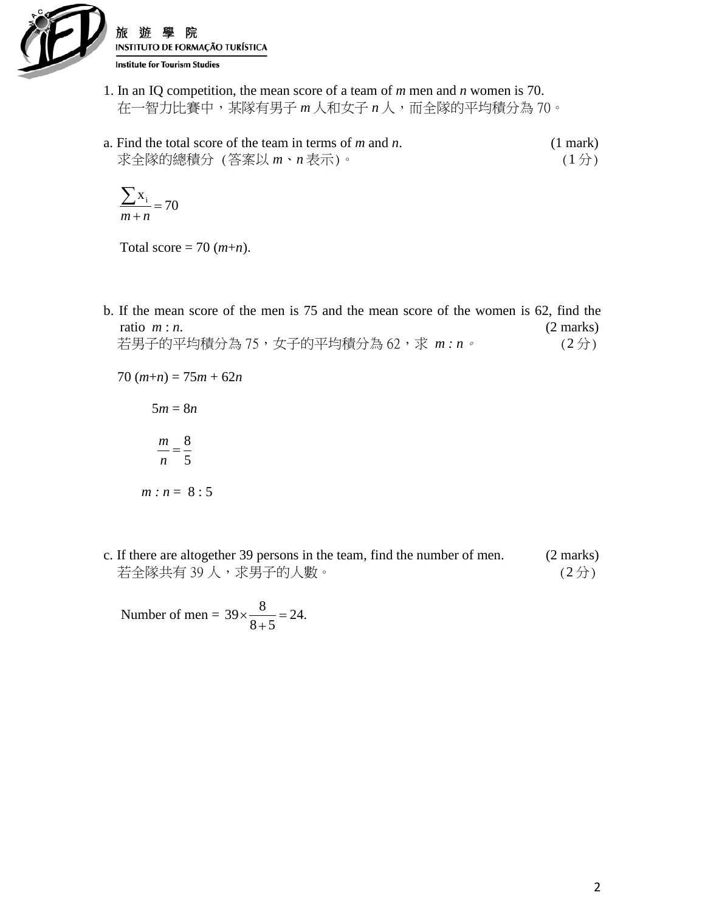1. In an IQ competition, the mean score of a team of $m$ men and $n$ women is 70.
在一智力比賽中，某隊有男子 $m$ 人和女子 $n$ 人，而全隊的平均積分為 70。

a. Find the total score of the team in terms of $m$ and $n$. (1 mark)
求全隊的總積分（答案以 $m$、$n$ 表示）。 (1 分)

$$\frac{\sum x_i}{m+n} = 70$$

Total score = $70\,(m+n)$.

b. If the mean score of the men is 75 and the mean score of the women is 62, find the ratio $m : n$. (2 marks)
若男子的平均積分為 75，女子的平均積分為 62，求 $m : n$。 (2 分)

$$70\,(m+n) = 75m + 62n$$

$$5m = 8n$$

$$\frac{m}{n} = \frac{8}{5}$$

$$m : n = 8 : 5$$

c. If there are altogether 39 persons in the team, find the number of men. (2 marks)
若全隊共有 39 人，求男子的人數。 (2 分)

Number of men = $39 \times \frac{8}{8+5} = 24.$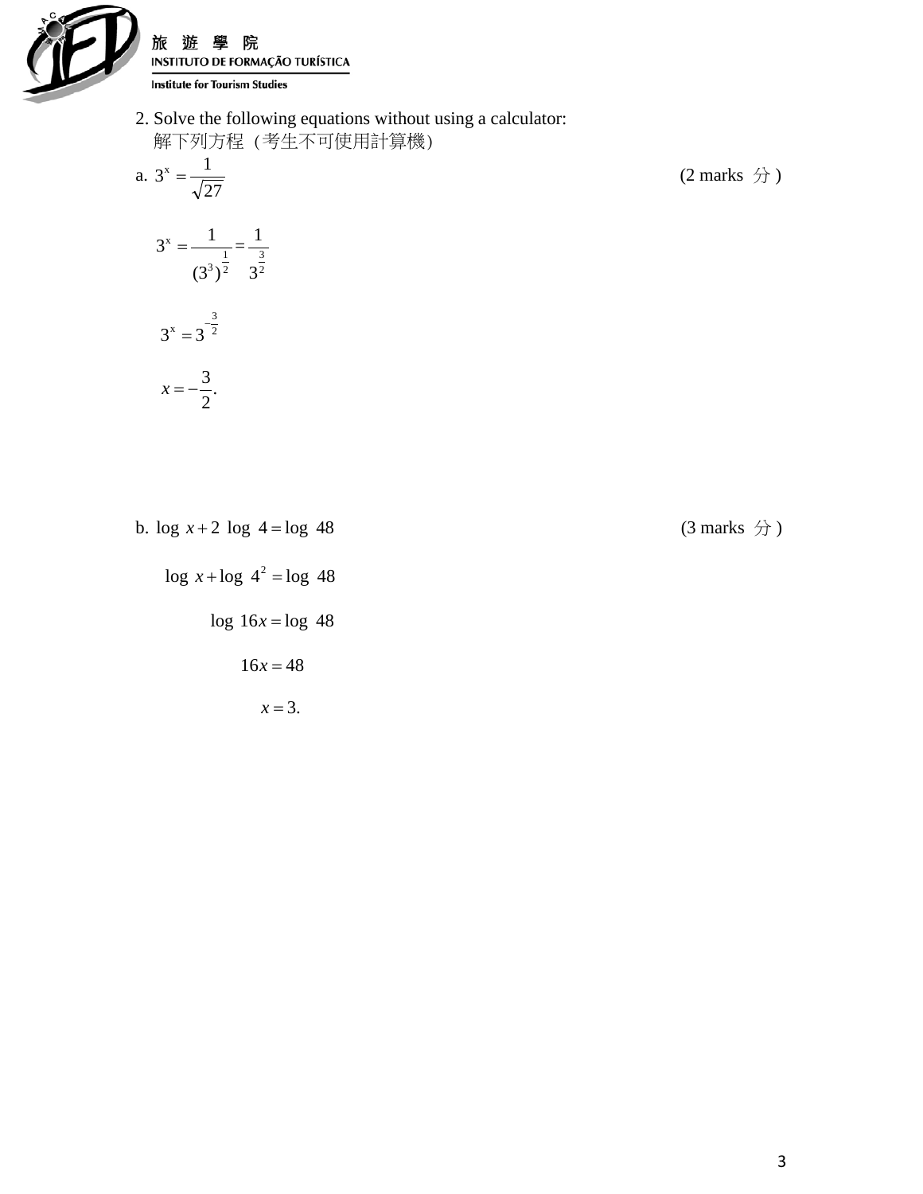2. Solve the following equations without using a calculator:
解下列方程（考生不可使用計算機）

a. $3^x = \dfrac{1}{\sqrt{27}}$ (2 marks 分)

$$3^x = \frac{1}{(3^3)^{\frac{1}{2}}} = \frac{1}{3^{\frac{3}{2}}}$$

$$3^x = 3^{-\frac{3}{2}}$$

$$x = -\frac{3}{2}.$$

b. $\log\ x + 2\ \log\ 4 = \log\ 48$ (3 marks 分)

$$\log\ x + \log\ 4^2 = \log\ 48$$

$$\log\ 16x = \log\ 48$$

$$16x = 48$$

$$x = 3.$$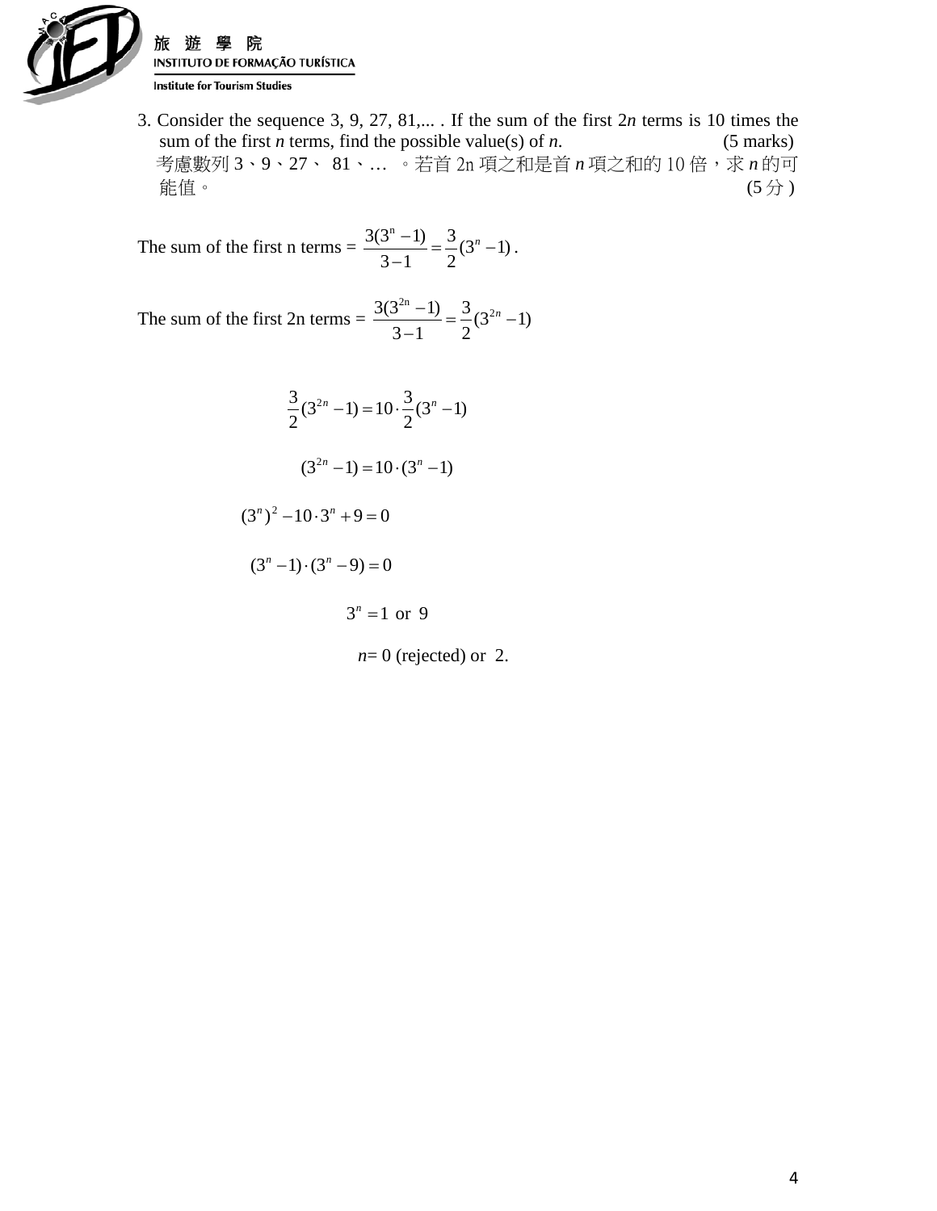3. Consider the sequence 3, 9, 27, 81,... . If the sum of the first $2n$ terms is 10 times the sum of the first $n$ terms, find the possible value(s) of $n$. (5 marks)
考慮數列 3、9、27、 81、… 。若首 2n 項之和是首 $n$ 項之和的 10 倍，求 $n$ 的可能值。 (5 分 )

The sum of the first n terms = $\dfrac{3(3^n - 1)}{3-1} = \dfrac{3}{2}(3^n - 1)$ .

The sum of the first 2n terms = $\dfrac{3(3^{2n} - 1)}{3-1} = \dfrac{3}{2}(3^{2n} - 1)$

$$\frac{3}{2}(3^{2n} - 1) = 10 \cdot \frac{3}{2}(3^n - 1)$$

$$(3^{2n} - 1) = 10 \cdot (3^n - 1)$$

$$(3^n)^2 - 10 \cdot 3^n + 9 = 0$$

$$(3^n - 1) \cdot (3^n - 9) = 0$$

$$3^n = 1 \text{ or } 9$$

$n$= 0 (rejected) or 2.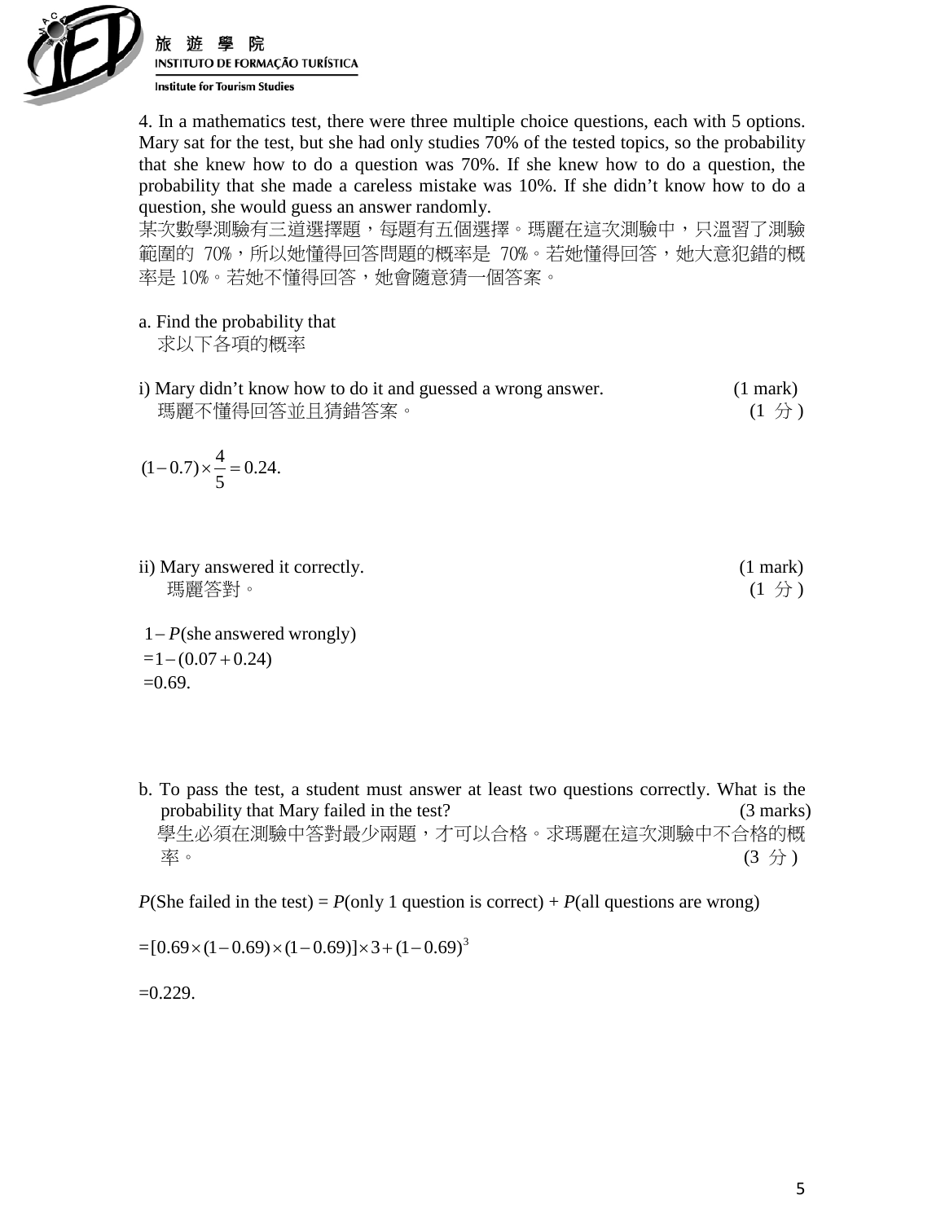4. In a mathematics test, there were three multiple choice questions, each with 5 options. Mary sat for the test, but she had only studies 70% of the tested topics, so the probability that she knew how to do a question was 70%. If she knew how to do a question, the probability that she made a careless mistake was 10%. If she didn't know how to do a question, she would guess an answer randomly.

某次數學測驗有三道選擇題，每題有五個選擇。瑪麗在這次測驗中，只溫習了測驗範圍的 70%，所以她懂得回答問題的概率是 70%。若她懂得回答，她大意犯錯的概率是 10%。若她不懂得回答，她會隨意猜一個答案。

a. Find the probability that
求以下各項的概率

i) Mary didn't know how to do it and guessed a wrong answer. (1 mark)
瑪麗不懂得回答並且猜錯答案。 (1 分)

$$(1-0.7)\times\frac{4}{5}=0.24.$$

ii) Mary answered it correctly. (1 mark)
瑪麗答對。 (1 分)

$$\begin{aligned}&1-P(\text{she answered wrongly})\\&=1-(0.07+0.24)\\&=0.69.\end{aligned}$$

b. To pass the test, a student must answer at least two questions correctly. What is the probability that Mary failed in the test? (3 marks)
學生必須在測驗中答對最少兩題，才可以合格。求瑪麗在這次測驗中不合格的概率。 (3 分)

$P$(She failed in the test) = $P$(only 1 question is correct) + $P$(all questions are wrong)

$$=[0.69\times(1-0.69)\times(1-0.69)]\times 3+(1-0.69)^3$$

$$=0.229.$$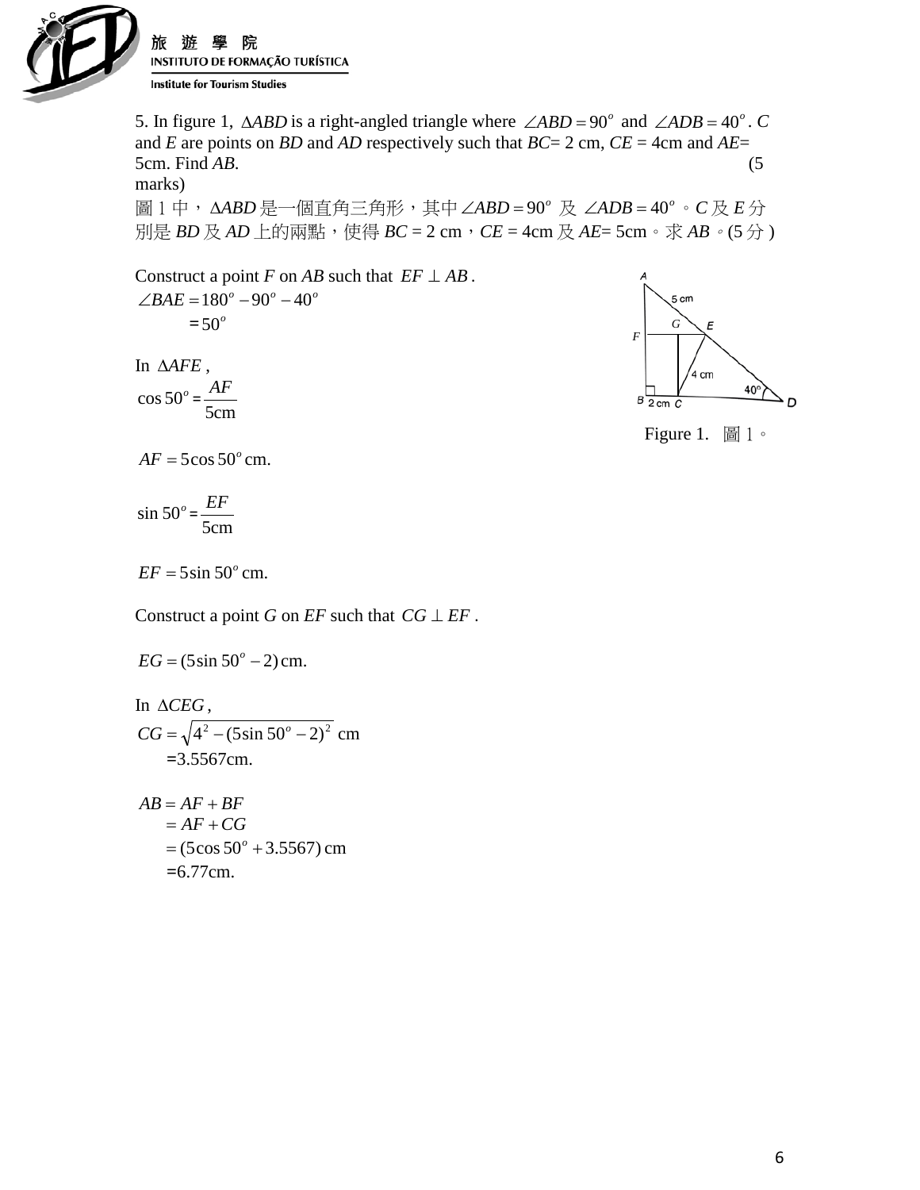5. In figure 1, $\Delta ABD$ is a right-angled triangle where $\angle ABD = 90^o$ and $\angle ADB = 40^o$. $C$ and $E$ are points on $BD$ and $AD$ respectively such that $BC$= 2 cm, $CE$ = 4cm and $AE$= 5cm. Find $AB$. (5 marks)

圖 1 中，$\Delta ABD$ 是一個直角三角形，其中 $\angle ABD = 90^o$ 及 $\angle ADB = 40^o$。$C$ 及 $E$ 分別是 $BD$ 及 $AD$ 上的兩點，使得 $BC$ = 2 cm，$CE$ = 4cm 及 $AE$= 5cm。求 $AB$。(5 分 )

Construct a point $F$ on $AB$ such that $EF \perp AB$.

$$\angle BAE = 180^o - 90^o - 40^o$$
$$= 50^o$$

In $\Delta AFE$,

$$\cos 50^o = \frac{AF}{5\text{cm}}$$

Figure 1. 圖 1。

$$AF = 5\cos 50^o \text{ cm.}$$

$$\sin 50^o = \frac{EF}{5\text{cm}}$$

$$EF = 5\sin 50^o \text{ cm.}$$

Construct a point $G$ on $EF$ such that $CG \perp EF$.

$$EG = (5\sin 50^o - 2)\,\text{cm.}$$

In $\Delta CEG$,

$$CG = \sqrt{4^2 - (5\sin 50^o - 2)^2}\ \text{cm}$$
$$=3.5567\text{cm.}$$

$$AB = AF + BF$$
$$= AF + CG$$
$$= (5\cos 50^o + 3.5567)\ \text{cm}$$
$$=6.77\text{cm.}$$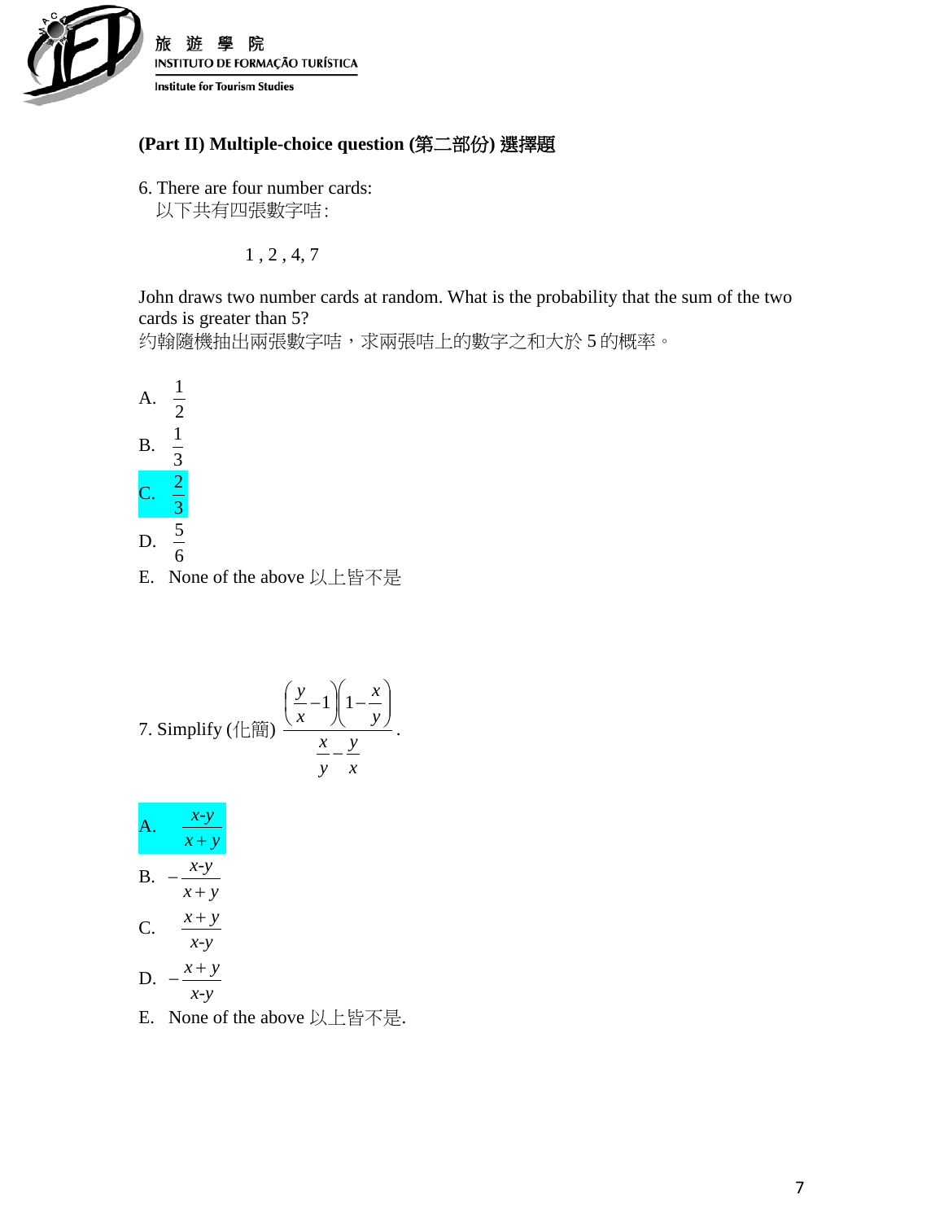**(Part II) Multiple-choice question (第二部份) 選擇題**

6. There are four number cards:
以下共有四張數字咭:

1 , 2 , 4, 7

John draws two number cards at random. What is the probability that the sum of the two cards is greater than 5?
约翰隨機抽出兩張數字咭，求兩張咭上的數字之和大於 5 的概率。

A. $\frac{1}{2}$
B. $\frac{1}{3}$
C. $\frac{2}{3}$
D. $\frac{5}{6}$
E. None of the above 以上皆不是

7. Simplify (化簡) $\dfrac{\left(\frac{y}{x}-1\right)\left(1-\frac{x}{y}\right)}{\frac{x}{y}-\frac{y}{x}}$.

A. $\frac{x-y}{x+y}$
B. $-\frac{x-y}{x+y}$
C. $\frac{x+y}{x-y}$
D. $-\frac{x+y}{x-y}$
E. None of the above 以上皆不是.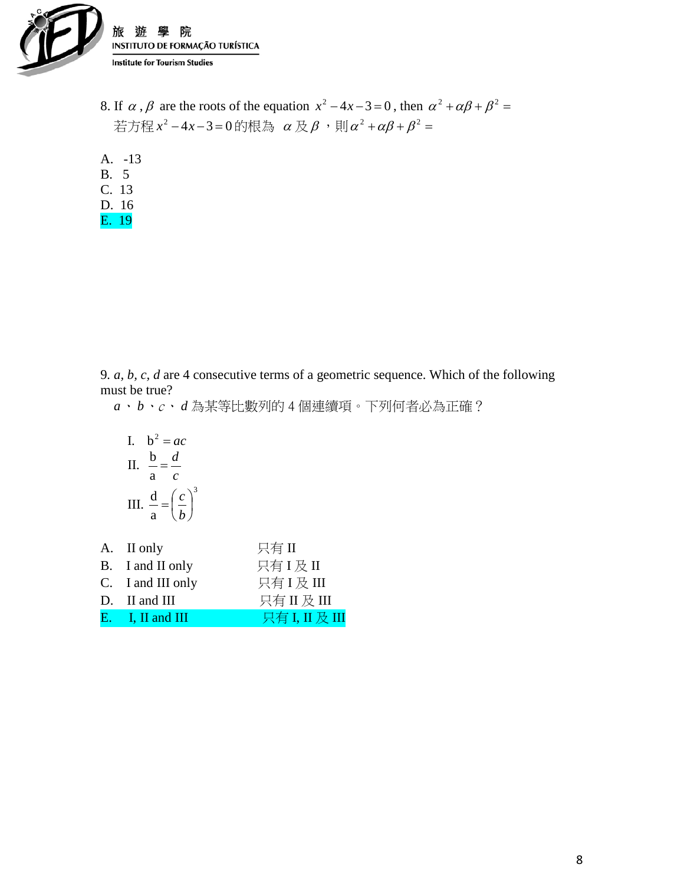8. If $\alpha$ , $\beta$ are the roots of the equation $x^2 - 4x - 3 = 0$ , then $\alpha^2 + \alpha\beta + \beta^2 =$

若方程$x^2 - 4x - 3 = 0$的根為 $\alpha$ 及$\beta$ ，則$\alpha^2 + \alpha\beta + \beta^2 =$

A. -13
B. 5
C. 13
D. 16
E. 19

9. *a, b, c, d* are 4 consecutive terms of a geometric sequence. Which of the following must be true?

*a*、*b*、*c*、*d* 為某等比數列的 4 個連續項。下列何者必為正確？

I. $b^2 = ac$

II. $\frac{b}{a} = \frac{d}{c}$

III. $\frac{d}{a} = \left(\frac{c}{b}\right)^3$

A. II only 只有 II
B. I and II only 只有 I 及 II
C. I and III only 只有 I 及 III
D. II and III 只有 II 及 III
E. I, II and III 只有 I, II 及 III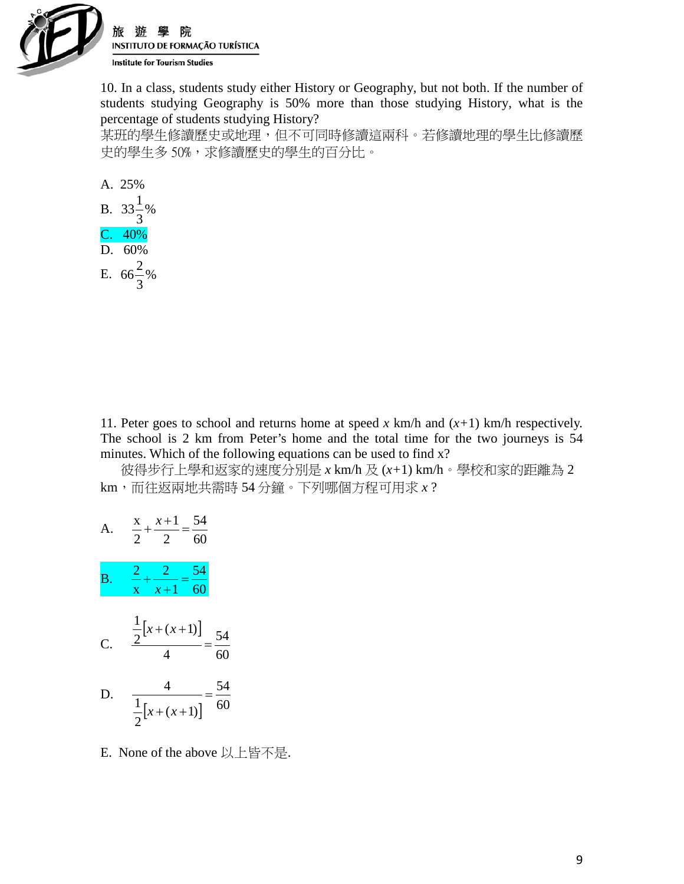10. In a class, students study either History or Geography, but not both. If the number of students studying Geography is 50% more than those studying History, what is the percentage of students studying History?
某班的學生修讀歷史或地理，但不可同時修讀這兩科。若修讀地理的學生比修讀歷史的學生多 50%，求修讀歷史的學生的百分比。

A. 25%
B. $33\frac{1}{3}\%$
C. 40%
D. 60%
E. $66\frac{2}{3}\%$

11. Peter goes to school and returns home at speed $x$ km/h and $(x+1)$ km/h respectively. The school is 2 km from Peter's home and the total time for the two journeys is 54 minutes. Which of the following equations can be used to find x?
彼得步行上學和返家的速度分別是 $x$ km/h 及 $(x+1)$ km/h。學校和家的距離為 2 km，而往返兩地共需時 54 分鐘。下列哪個方程可用求 $x$？

A. $\frac{x}{2}+\frac{x+1}{2}=\frac{54}{60}$

B. $\frac{2}{x}+\frac{2}{x+1}=\frac{54}{60}$

C. $\frac{\frac{1}{2}[x+(x+1)]}{4}=\frac{54}{60}$

D. $\frac{4}{\frac{1}{2}[x+(x+1)]}=\frac{54}{60}$

E. None of the above 以上皆不是.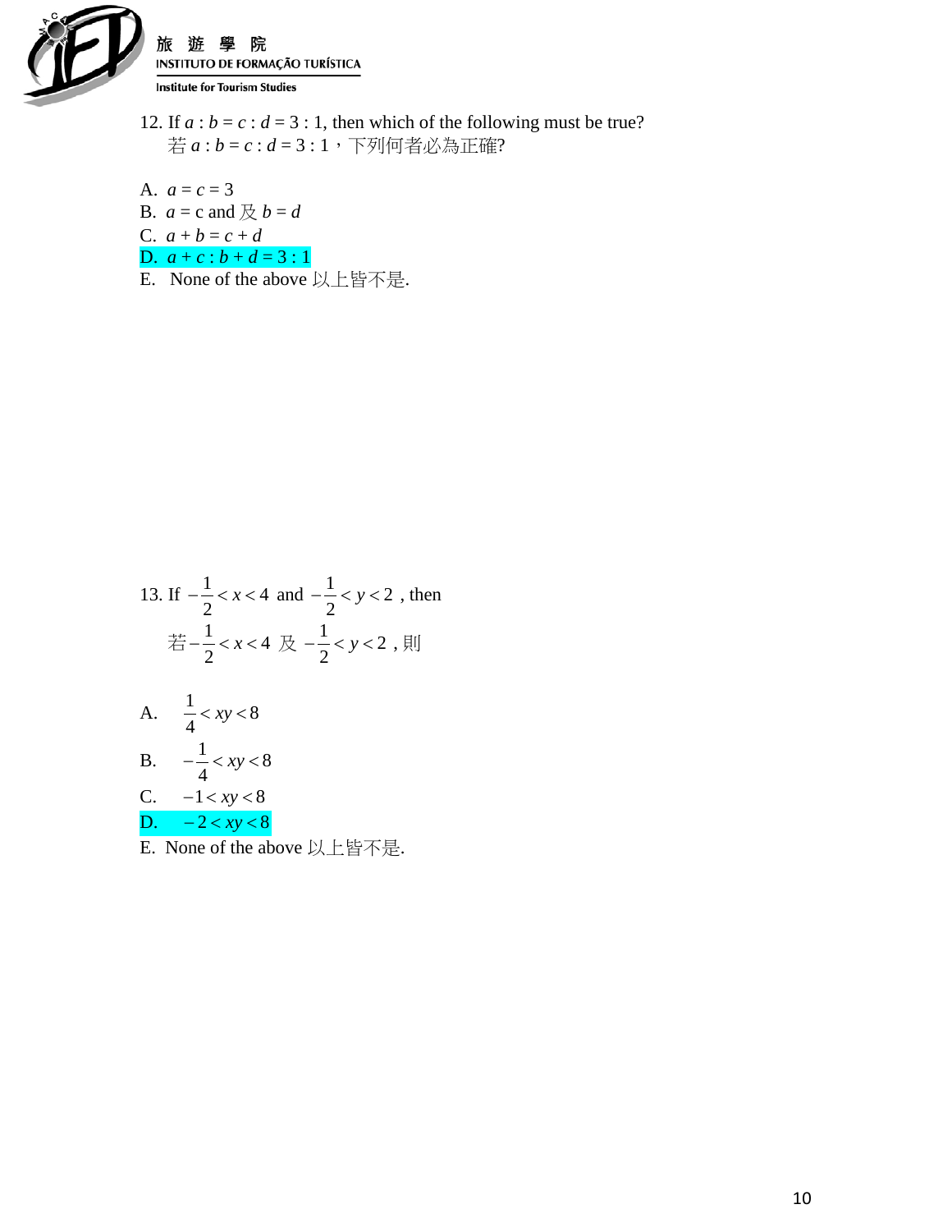12. If $a : b = c : d = 3 : 1$, then which of the following must be true?
若 $a : b = c : d = 3 : 1$，下列何者必為正確?

A. $a = c = 3$
B. $a = \text{c}$ and 及 $b = d$
C. $a + b = c + d$
D. $a + c : b + d = 3 : 1$
E. None of the above 以上皆不是.

13. If $-\frac{1}{2} < x < 4$ and $-\frac{1}{2} < y < 2$ , then
若 $-\frac{1}{2} < x < 4$ 及 $-\frac{1}{2} < y < 2$ , 則

A. $\frac{1}{4} < xy < 8$
B. $-\frac{1}{4} < xy < 8$
C. $-1 < xy < 8$
D. $-2 < xy < 8$
E. None of the above 以上皆不是.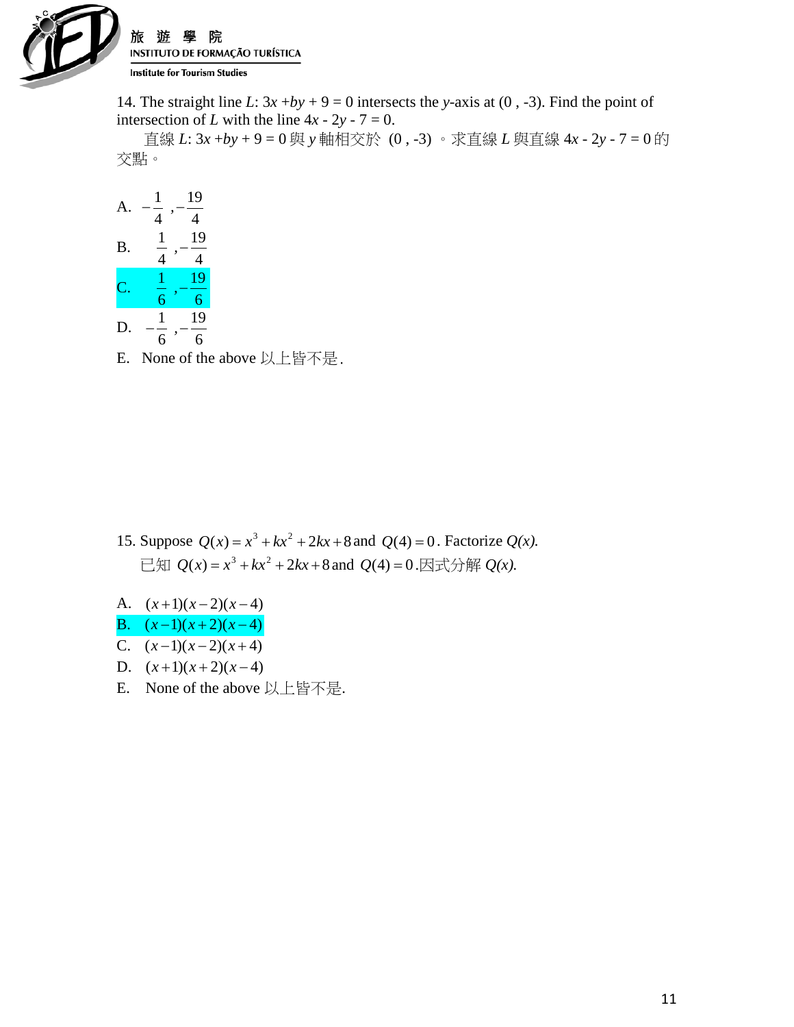14. The straight line $L$: $3x + by + 9 = 0$ intersects the $y$-axis at $(0, -3)$. Find the point of intersection of $L$ with the line $4x - 2y - 7 = 0$.

直線 $L$: $3x + by + 9 = 0$ 與 $y$ 軸相交於 $(0, -3)$ 。求直線 $L$ 與直線 $4x - 2y - 7 = 0$ 的交點。

A. $-\frac{1}{4}, -\frac{19}{4}$

B. $\frac{1}{4}, -\frac{19}{4}$

C. $\frac{1}{6}, -\frac{19}{6}$

D. $-\frac{1}{6}, -\frac{19}{6}$

E. None of the above 以上皆不是.

15. Suppose $Q(x) = x^3 + kx^2 + 2kx + 8$ and $Q(4) = 0$. Factorize $Q(x)$.

已知 $Q(x) = x^3 + kx^2 + 2kx + 8$ and $Q(4) = 0$.因式分解 $Q(x)$.

A. $(x+1)(x-2)(x-4)$

B. $(x-1)(x+2)(x-4)$

C. $(x-1)(x-2)(x+4)$

D. $(x+1)(x+2)(x-4)$

E. None of the above 以上皆不是.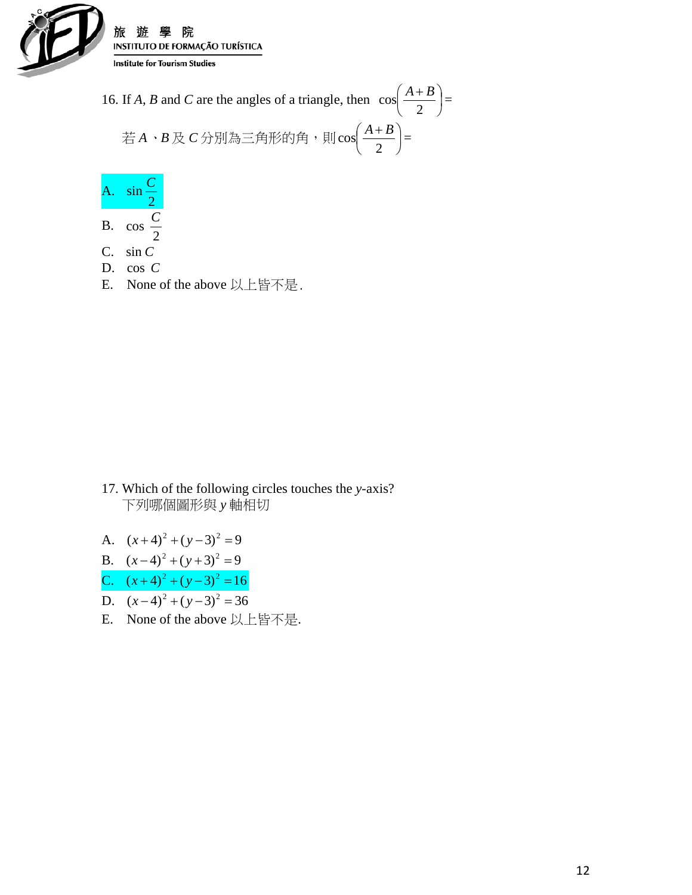16. If $A$, $B$ and $C$ are the angles of a triangle, then $\cos\left(\dfrac{A+B}{2}\right) =$

若 $A$、$B$ 及 $C$ 分別為三角形的角，則 $\cos\left(\dfrac{A+B}{2}\right) =$

A. $\sin\dfrac{C}{2}$

B. $\cos\dfrac{C}{2}$

C. $\sin C$

D. $\cos C$

E. None of the above 以上皆不是.

17. Which of the following circles touches the $y$-axis?
下列哪個圖形與 $y$ 軸相切

A. $(x+4)^2+(y-3)^2=9$

B. $(x-4)^2+(y+3)^2=9$

C. $(x+4)^2+(y-3)^2=16$

D. $(x-4)^2+(y-3)^2=36$

E. None of the above 以上皆不是.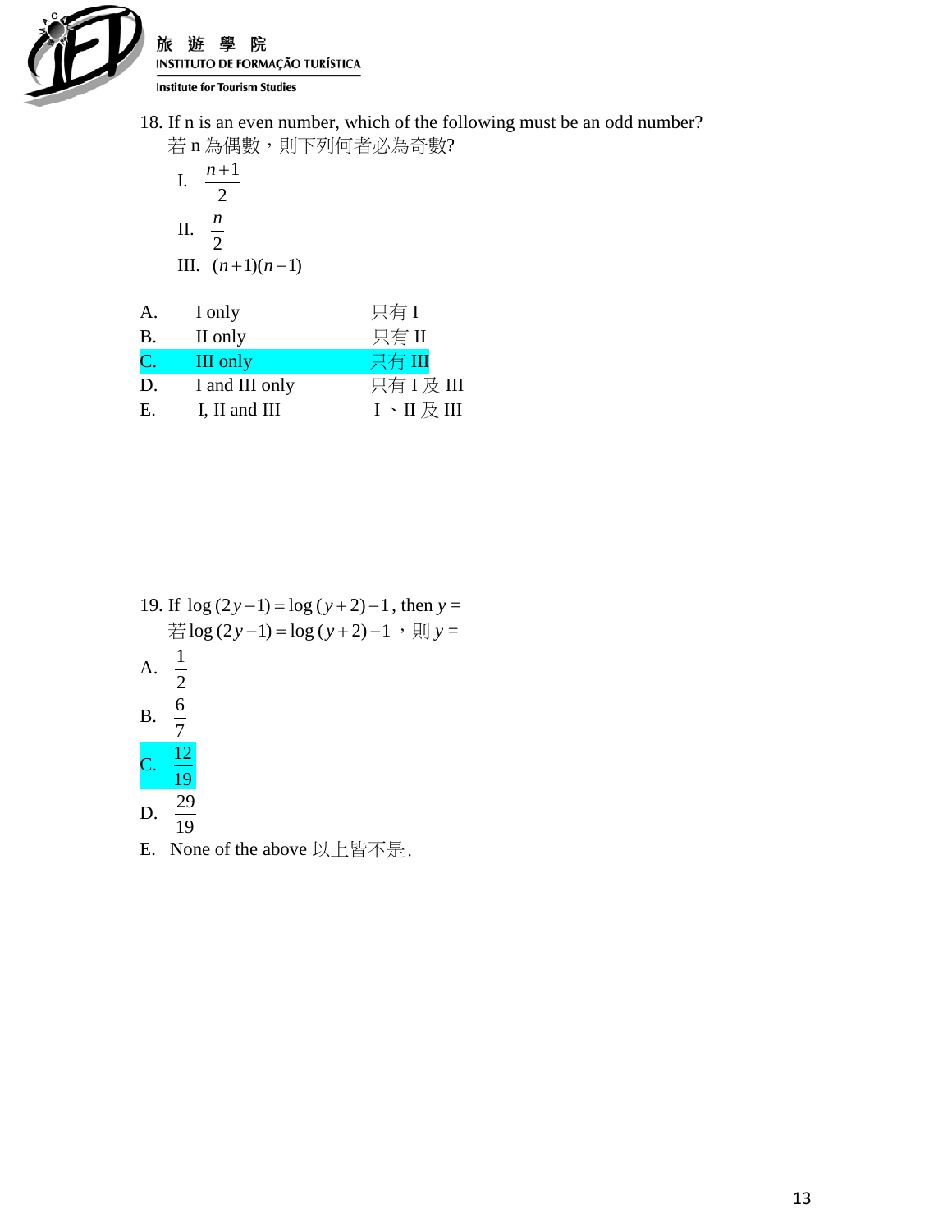18. If n is an even number, which of the following must be an odd number?
若 n 為偶數，則下列何者必為奇數?

I. $\frac{n+1}{2}$

II. $\frac{n}{2}$

III. $(n+1)(n-1)$

| | | |
|---|---|---|
| A. | I only | 只有 I |
| B. | II only | 只有 II |
| C. | III only | 只有 III |
| D. | I and III only | 只有 I 及 III |
| E. | I, II and III | I 、II 及 III |

19. If $\log(2y-1) = \log(y+2) - 1$, then $y =$
若$\log(2y-1) = \log(y+2) - 1$ ，則 $y =$

A. $\frac{1}{2}$

B. $\frac{6}{7}$

C. $\frac{12}{19}$

D. $\frac{29}{19}$

E. None of the above 以上皆不是.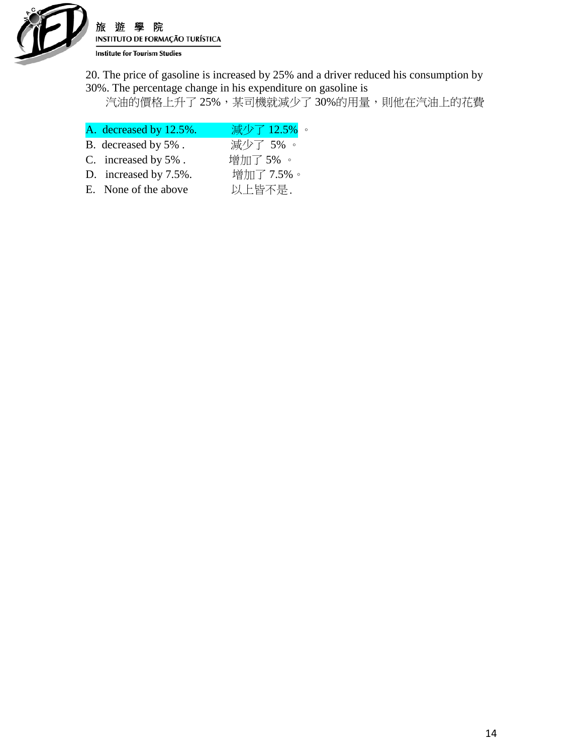20. The price of gasoline is increased by 25% and a driver reduced his consumption by 30%. The percentage change in his expenditure on gasoline is
汽油的價格上升了 25%，某司機就減少了 30%的用量，則他在汽油上的花費

A. decreased by 12.5%. 減少了 12.5% 。
B. decreased by 5% . 減少了 5% 。
C. increased by 5% . 增加了 5% 。
D. increased by 7.5%. 增加了 7.5%。
E. None of the above 以上皆不是.